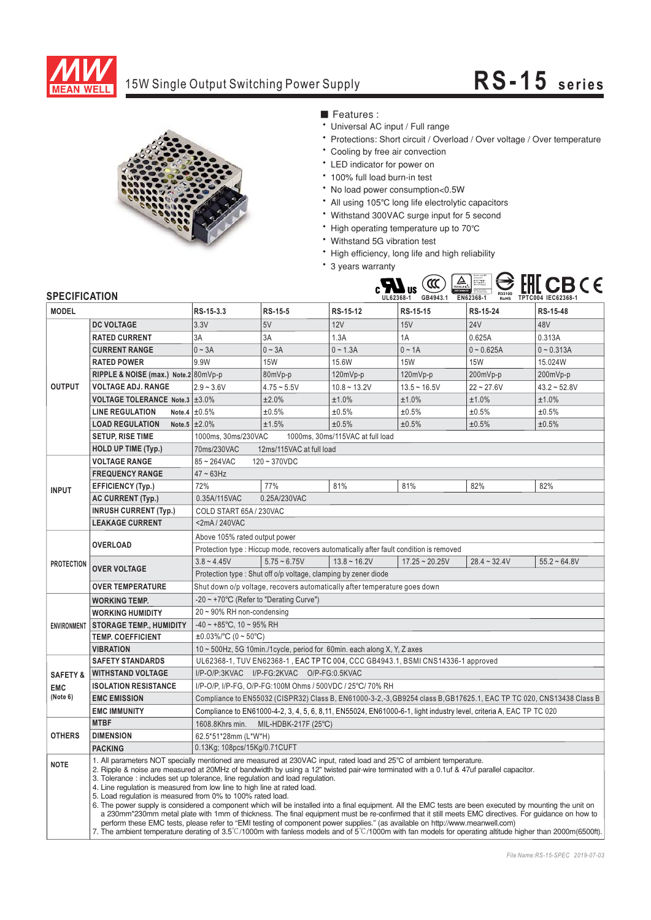# 15W Single Output Switching Power Supply

## RS-15 series

■ Features :

- Universal AC input / Full range
- Protections: Short circuit / Overload / Over voltage / Over temperature
- Cooling by free air convection
- LED indicator for power on
- 100% full load burn-in test
- No load power consumption<0.5W
- All using 105℃ long life electrolytic capacitors
- Withstand 300VAC surge input for 5 second
- High operating temperature up to 70℃
- Withstand 5G vibration test
- High efficiency, long life and high reliability
- 3 years warranty

UL62368-1 GB4943.1 EN62368-1 R33100 RoHS TPTC004 IEC62368-1

## SPECIFICATION

| MODEL | | RS-15-3.3 | RS-15-5 | RS-15-12 | RS-15-15 | RS-15-24 | RS-15-48 |
|---|---|---|---|---|---|---|---|
| OUTPUT | DC VOLTAGE | 3.3V | 5V | 12V | 15V | 24V | 48V |
| | RATED CURRENT | 3A | 3A | 1.3A | 1A | 0.625A | 0.313A |
| | CURRENT RANGE | 0 ~ 3A | 0 ~ 3A | 0 ~ 1.3A | 0 ~ 1A | 0 ~ 0.625A | 0 ~ 0.313A |
| | RATED POWER | 9.9W | 15W | 15.6W | 15W | 15W | 15.024W |
| | RIPPLE & NOISE (max.) Note.2 | 80mVp-p | 80mVp-p | 120mVp-p | 120mVp-p | 200mVp-p | 200mVp-p |
| | VOLTAGE ADJ. RANGE | 2.9 ~ 3.6V | 4.75 ~ 5.5V | 10.8 ~ 13.2V | 13.5 ~ 16.5V | 22 ~ 27.6V | 43.2 ~ 52.8V |
| | VOLTAGE TOLERANCE Note.3 | ±3.0% | ±2.0% | ±1.0% | ±1.0% | ±1.0% | ±1.0% |
| | LINE REGULATION Note.4 | ±0.5% | ±0.5% | ±0.5% | ±0.5% | ±0.5% | ±0.5% |
| | LOAD REGULATION Note.5 | ±2.0% | ±1.5% | ±0.5% | ±0.5% | ±0.5% | ±0.5% |
| | SETUP, RISE TIME | 1000ms, 30ms/230VAC 1000ms, 30ms/115VAC at full load | | | | | |
| | HOLD UP TIME (Typ.) | 70ms/230VAC 12ms/115VAC at full load | | | | | |
| INPUT | VOLTAGE RANGE | 85 ~ 264VAC 120 ~ 370VDC | | | | | |
| | FREQUENCY RANGE | 47 ~ 63Hz | | | | | |
| | EFFICIENCY (Typ.) | 72% | 77% | 81% | 81% | 82% | 82% |
| | AC CURRENT (Typ.) | 0.35A/115VAC 0.25A/230VAC | | | | | |
| | INRUSH CURRENT (Typ.) | COLD START 65A / 230VAC | | | | | |
| | LEAKAGE CURRENT | <2mA / 240VAC | | | | | |
| PROTECTION | OVERLOAD | Above 105% rated output power | | | | | |
| | | Protection type : Hiccup mode, recovers automatically after fault condition is removed | | | | | |
| | OVER VOLTAGE | 3.8 ~ 4.45V | 5.75 ~ 6.75V | 13.8 ~ 16.2V | 17.25 ~ 20.25V | 28.4 ~ 32.4V | 55.2 ~ 64.8V |
| | | Protection type : Shut off o/p voltage, clamping by zener diode | | | | | |
| | OVER TEMPERATURE | Shut down o/p voltage, recovers automatically after temperature goes down | | | | | |
| ENVIRONMENT | WORKING TEMP. | -20 ~ +70℃ (Refer to "Derating Curve") | | | | | |
| | WORKING HUMIDITY | 20 ~ 90% RH non-condensing | | | | | |
| | STORAGE TEMP., HUMIDITY | -40 ~ +85℃, 10 ~ 95% RH | | | | | |
| | TEMP. COEFFICIENT | ±0.03%/℃ (0 ~ 50℃) | | | | | |
| | VIBRATION | 10 ~ 500Hz, 5G 10min./1cycle, period for 60min. each along X, Y, Z axes | | | | | |
| SAFETY & EMC (Note 6) | SAFETY STANDARDS | UL62368-1, TUV EN62368-1 , EAC TP TC 004, CCC GB4943.1, BSMI CNS14336-1 approved | | | | | |
| | WITHSTAND VOLTAGE | I/P-O/P:3KVAC I/P-FG:2KVAC O/P-FG:0.5KVAC | | | | | |
| | ISOLATION RESISTANCE | I/P-O/P, I/P-FG, O/P-FG:100M Ohms / 500VDC / 25℃/ 70% RH | | | | | |
| | EMC EMISSION | Compliance to EN55032 (CISPR32) Class B, EN61000-3-2,-3,GB9254 class B,GB17625.1, EAC TP TC 020, CNS13438 Class B | | | | | |
| | EMC IMMUNITY | Compliance to EN61000-4-2, 3, 4, 5, 6, 8,11, EN55024, EN61000-6-1, light industry level, criteria A, EAC TP TC 020 | | | | | |
| OTHERS | MTBF | 1608.8Khrs min. MIL-HDBK-217F (25℃) | | | | | |
| | DIMENSION | 62.5*51*28mm (L*W*H) | | | | | |
| | PACKING | 0.13Kg; 108pcs/15Kg/0.71CUFT | | | | | |
| NOTE | 1. All parameters NOT specially mentioned are measured at 230VAC input, rated load and 25℃ of ambient temperature.<br>2. Ripple & noise are measured at 20MHz of bandwidth by using a 12" twisted pair-wire terminated with a 0.1uf & 47uf parallel capacitor.<br>3. Tolerance : includes set up tolerance, line regulation and load regulation.<br>4. Line regulation is measured from low line to high line at rated load.<br>5. Load regulation is measured from 0% to 100% rated load.<br>6. The power supply is considered a component which will be installed into a final equipment. All the EMC tests are been executed by mounting the unit on a 230mm*230mm metal plate with 1mm of thickness. The final equipment must be re-confirmed that it still meets EMC directives. For guidance on how to perform these EMC tests, please refer to "EMI testing of component power supplies." (as available on http://www.meanwell.com)<br>7. The ambient temperature derating of 3.5℃/1000m with fanless models and of 5℃/1000m with fan models for operating altitude higher than 2000m(6500ft). | | | | | | |

File Name:RS-15-SPEC 2019-07-03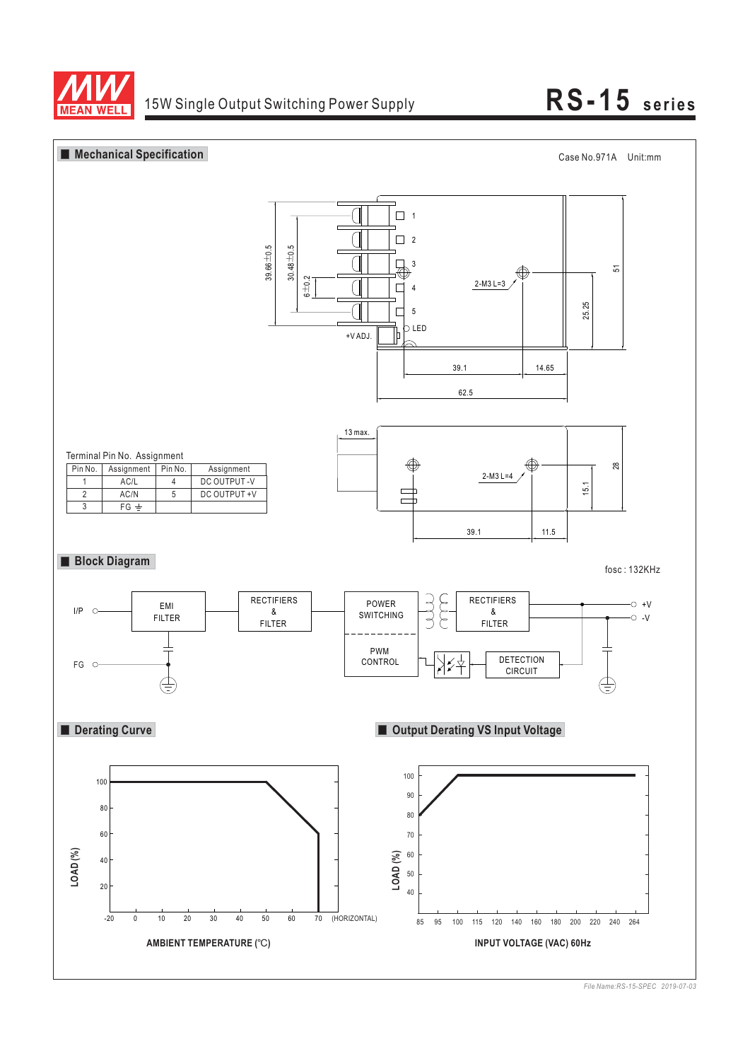# 15W Single Output Switching Power Supply — RS-15 series

## Mechanical Specification

Case No.971A Unit:mm

1
2
3
4
5
LED
+V ADJ.
2-M3 L=3
39.66±0.5
30.48±0.5
6±0.2
51
25.25
39.1
14.65
62.5

13 max.
2-M3 L=4
28
15.1
39.1
11.5

Terminal Pin No. Assignment

| Pin No. | Assignment | Pin No. | Assignment |
|---|---|---|---|
| 1 | AC/L | 4 | DC OUTPUT -V |
| 2 | AC/N | 5 | DC OUTPUT +V |
| 3 | FG ⏚ | | |

## Block Diagram

fosc : 132KHz

I/P
FG
EMI FILTER
RECTIFIERS & FILTER
POWER SWITCHING
PWM CONTROL
RECTIFIERS & FILTER
DETECTION CIRCUIT
+V
-V

## Derating Curve

LOAD (%)
100
80
60
40
20
-20
0
10
20
30
40
50
60
70
(HORIZONTAL)
AMBIENT TEMPERATURE (℃)

## Output Derating VS Input Voltage

LOAD (%)
100
90
80
70
60
50
40
85
95
100
115
120
140
160
180
200
220
240
264
INPUT VOLTAGE (VAC) 60Hz

*File Name:RS-15-SPEC 2019-07-03*